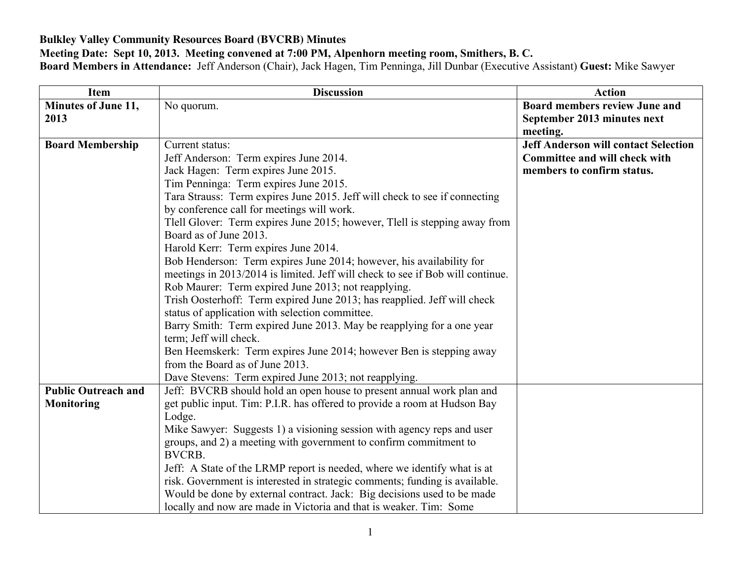**Bulkley Valley Community Resources Board (BVCRB) Minutes**

**Meeting Date: Sept 10, 2013. Meeting convened at 7:00 PM, Alpenhorn meeting room, Smithers, B. C.**

**Board Members in Attendance:** Jeff Anderson (Chair), Jack Hagen, Tim Penninga, Jill Dunbar (Executive Assistant) **Guest:** Mike Sawyer

| Item | Discussion | Action |
|---|---|---|
| **Minutes of June 11, 2013** | No quorum. | **Board members review June and September 2013 minutes next meeting.** |
| **Board Membership** | Current status:<br>Jeff Anderson: Term expires June 2014.<br>Jack Hagen: Term expires June 2015.<br>Tim Penninga: Term expires June 2015.<br>Tara Strauss: Term expires June 2015. Jeff will check to see if connecting by conference call for meetings will work.<br>Tlell Glover: Term expires June 2015; however, Tlell is stepping away from Board as of June 2013.<br>Harold Kerr: Term expires June 2014.<br>Bob Henderson: Term expires June 2014; however, his availability for meetings in 2013/2014 is limited. Jeff will check to see if Bob will continue.<br>Rob Maurer: Term expired June 2013; not reapplying.<br>Trish Oosterhoff: Term expired June 2013; has reapplied. Jeff will check status of application with selection committee.<br>Barry Smith: Term expired June 2013. May be reapplying for a one year term; Jeff will check.<br>Ben Heemskerk: Term expires June 2014; however Ben is stepping away from the Board as of June 2013.<br>Dave Stevens: Term expired June 2013; not reapplying. | **Jeff Anderson will contact Selection Committee and will check with members to confirm status.** |
| **Public Outreach and Monitoring** | Jeff: BVCRB should hold an open house to present annual work plan and get public input. Tim: P.I.R. has offered to provide a room at Hudson Bay Lodge.<br>Mike Sawyer: Suggests 1) a visioning session with agency reps and user groups, and 2) a meeting with government to confirm commitment to BVCRB.<br>Jeff: A State of the LRMP report is needed, where we identify what is at risk. Government is interested in strategic comments; funding is available. Would be done by external contract. Jack: Big decisions used to be made locally and now are made in Victoria and that is weaker. Tim: Some | |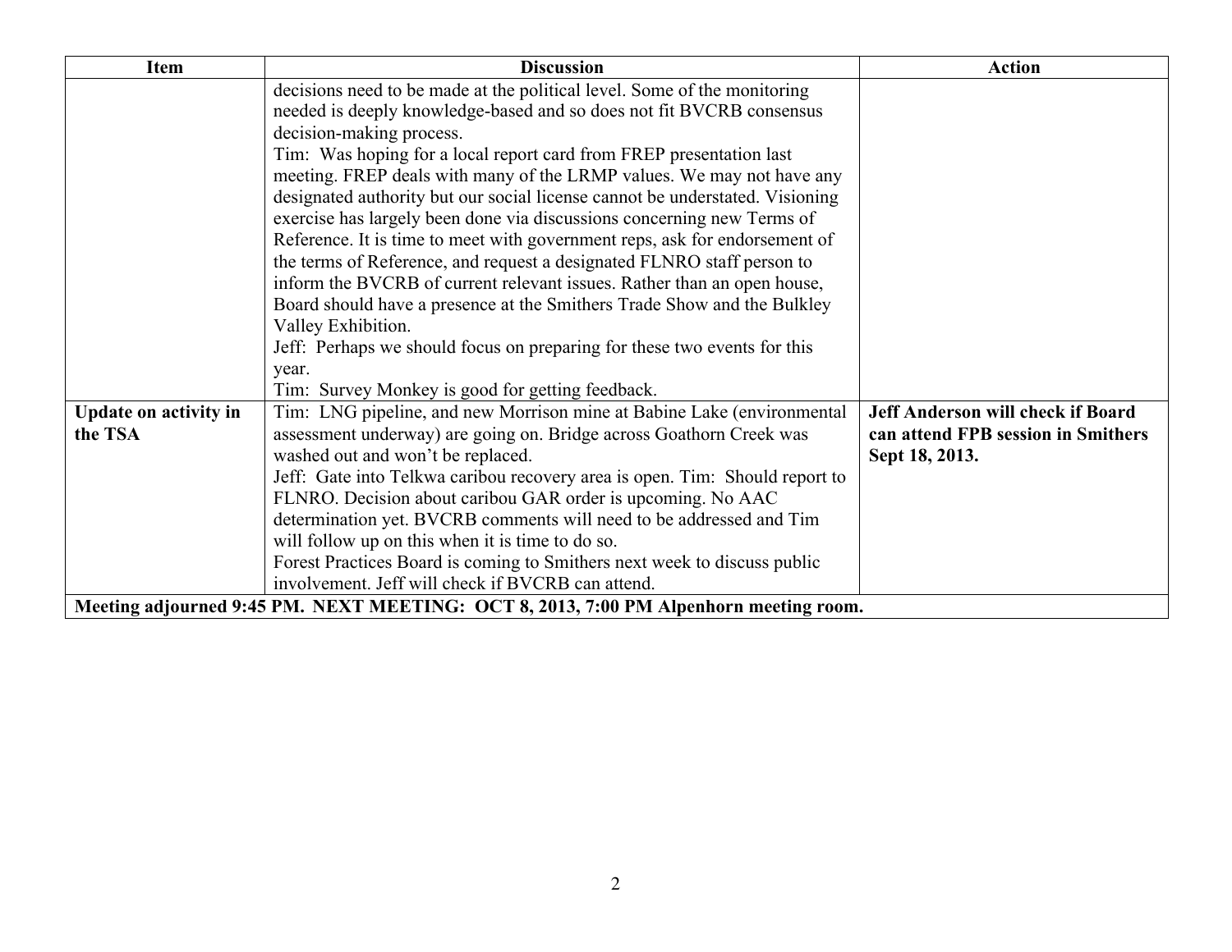| Item | Discussion | Action |
|---|---|---|
| | decisions need to be made at the political level. Some of the monitoring needed is deeply knowledge-based and so does not fit BVCRB consensus decision-making process.<br>Tim: Was hoping for a local report card from FREP presentation last meeting. FREP deals with many of the LRMP values. We may not have any designated authority but our social license cannot be understated. Visioning exercise has largely been done via discussions concerning new Terms of Reference. It is time to meet with government reps, ask for endorsement of the terms of Reference, and request a designated FLNRO staff person to inform the BVCRB of current relevant issues. Rather than an open house, Board should have a presence at the Smithers Trade Show and the Bulkley Valley Exhibition.<br>Jeff: Perhaps we should focus on preparing for these two events for this year.<br>Tim: Survey Monkey is good for getting feedback. | |
| **Update on activity in the TSA** | Tim: LNG pipeline, and new Morrison mine at Babine Lake (environmental assessment underway) are going on. Bridge across Goathorn Creek was washed out and won't be replaced.<br>Jeff: Gate into Telkwa caribou recovery area is open. Tim: Should report to FLNRO. Decision about caribou GAR order is upcoming. No AAC determination yet. BVCRB comments will need to be addressed and Tim will follow up on this when it is time to do so.<br>Forest Practices Board is coming to Smithers next week to discuss public involvement. Jeff will check if BVCRB can attend. | **Jeff Anderson will check if Board can attend FPB session in Smithers Sept 18, 2013.** |
| **Meeting adjourned 9:45 PM. NEXT MEETING: OCT 8, 2013, 7:00 PM Alpenhorn meeting room.** | | |